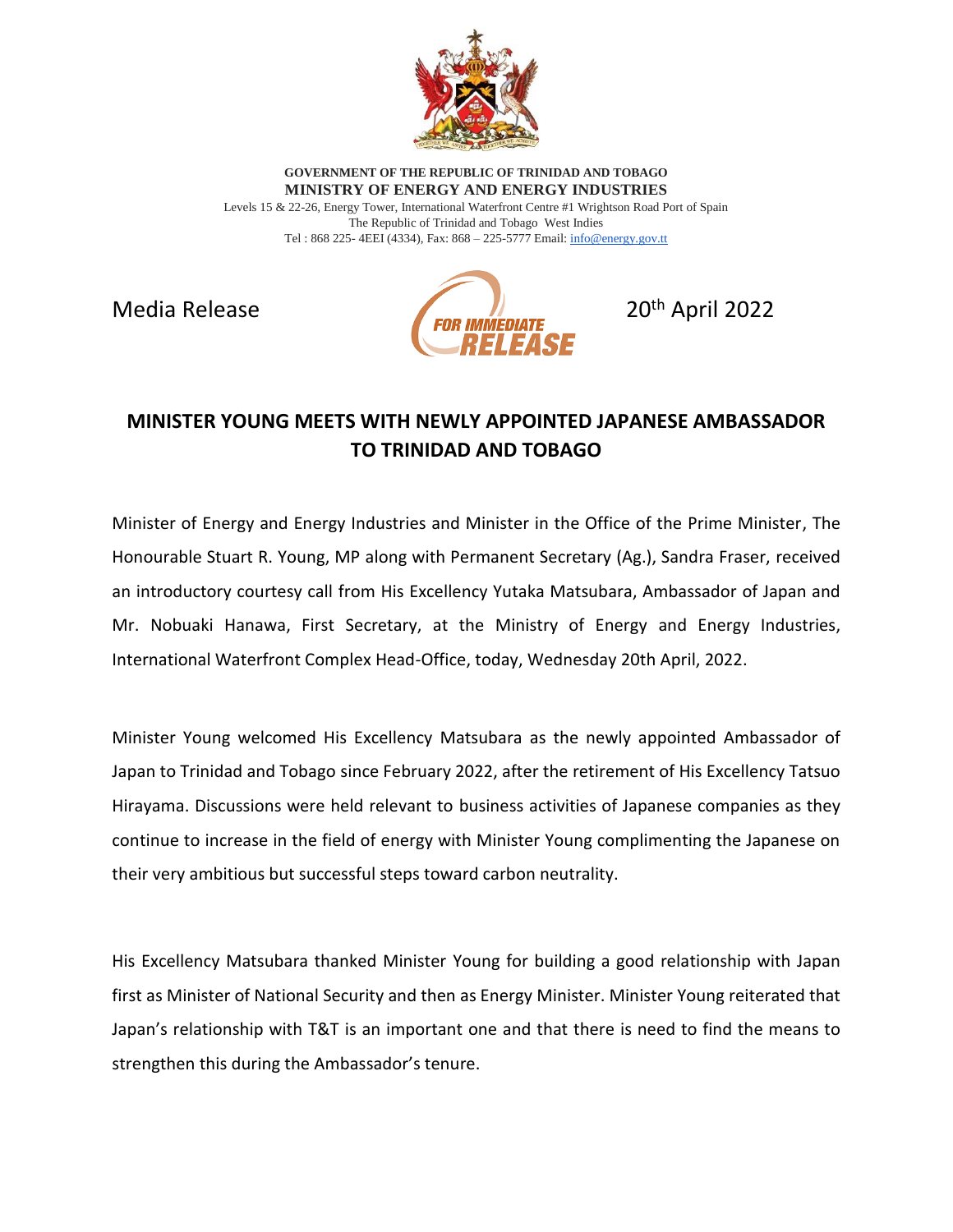**GOVERNMENT OF THE REPUBLIC OF TRINIDAD AND TOBAGO**
**MINISTRY OF ENERGY AND ENERGY INDUSTRIES**
Levels 15 & 22-26, Energy Tower, International Waterfront Centre #1 Wrightson Road Port of Spain
The Republic of Trinidad and Tobago West Indies
Tel : 868 225- 4EEI (4334), Fax: 868 – 225-5777 Email: info@energy.gov.tt

Media Release — FOR IMMEDIATE RELEASE — 20th April 2022

# MINISTER YOUNG MEETS WITH NEWLY APPOINTED JAPANESE AMBASSADOR TO TRINIDAD AND TOBAGO

Minister of Energy and Energy Industries and Minister in the Office of the Prime Minister, The Honourable Stuart R. Young, MP along with Permanent Secretary (Ag.), Sandra Fraser, received an introductory courtesy call from His Excellency Yutaka Matsubara, Ambassador of Japan and Mr. Nobuaki Hanawa, First Secretary, at the Ministry of Energy and Energy Industries, International Waterfront Complex Head-Office, today, Wednesday 20th April, 2022.

Minister Young welcomed His Excellency Matsubara as the newly appointed Ambassador of Japan to Trinidad and Tobago since February 2022, after the retirement of His Excellency Tatsuo Hirayama. Discussions were held relevant to business activities of Japanese companies as they continue to increase in the field of energy with Minister Young complimenting the Japanese on their very ambitious but successful steps toward carbon neutrality.

His Excellency Matsubara thanked Minister Young for building a good relationship with Japan first as Minister of National Security and then as Energy Minister. Minister Young reiterated that Japan's relationship with T&T is an important one and that there is need to find the means to strengthen this during the Ambassador's tenure.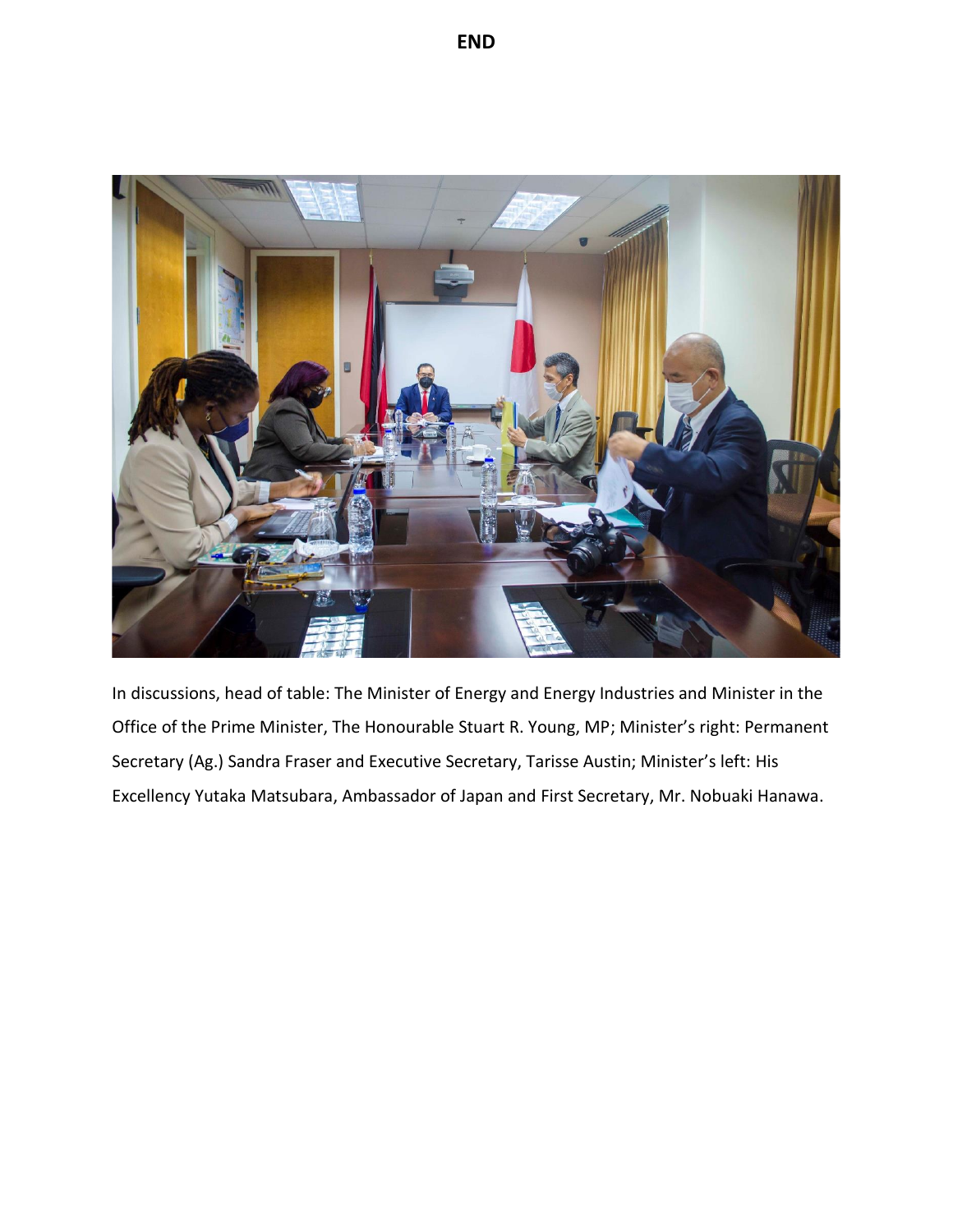**END**

In discussions, head of table: The Minister of Energy and Energy Industries and Minister in the Office of the Prime Minister, The Honourable Stuart R. Young, MP; Minister's right: Permanent Secretary (Ag.) Sandra Fraser and Executive Secretary, Tarisse Austin; Minister's left: His Excellency Yutaka Matsubara, Ambassador of Japan and First Secretary, Mr. Nobuaki Hanawa.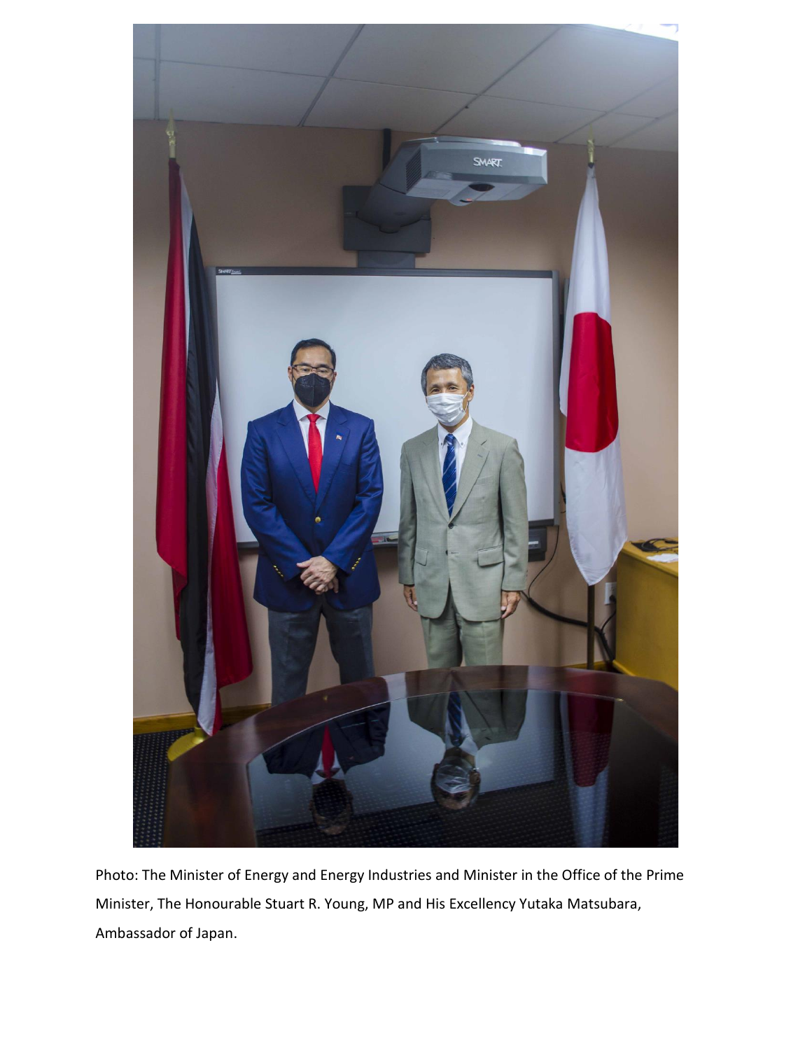Photo: The Minister of Energy and Energy Industries and Minister in the Office of the Prime Minister, The Honourable Stuart R. Young, MP and His Excellency Yutaka Matsubara, Ambassador of Japan.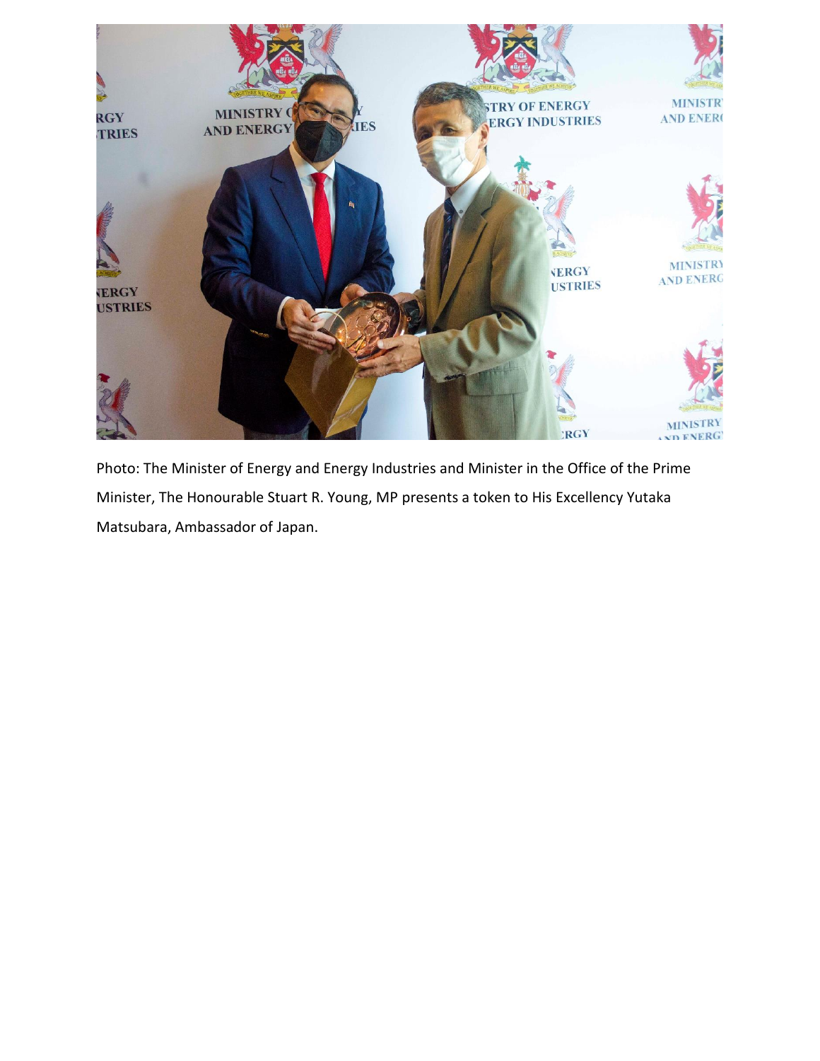Photo: The Minister of Energy and Energy Industries and Minister in the Office of the Prime Minister, The Honourable Stuart R. Young, MP presents a token to His Excellency Yutaka Matsubara, Ambassador of Japan.